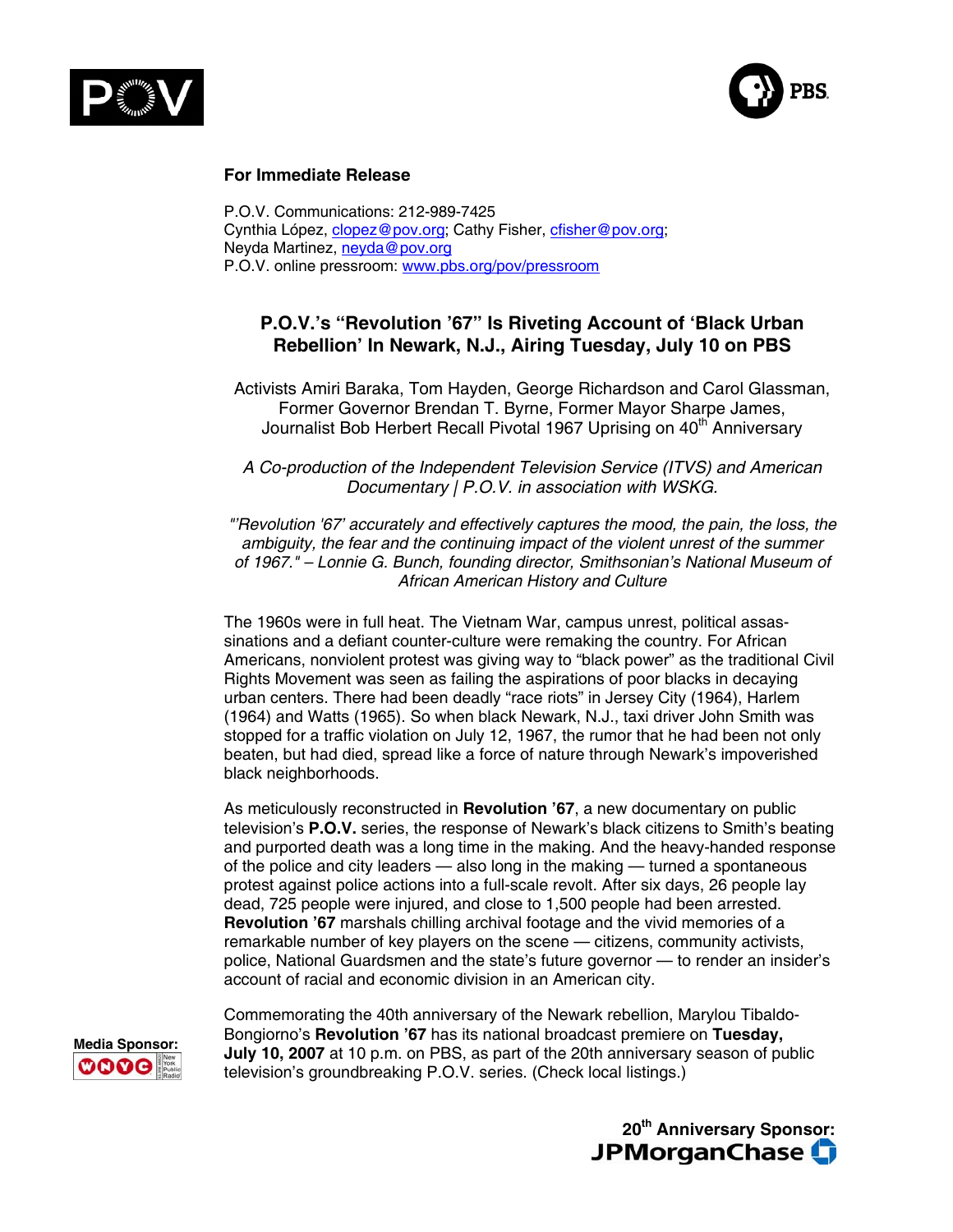**For Immediate Release**

P.O.V. Communications: 212-989-7425
Cynthia López, clopez@pov.org; Cathy Fisher, cfisher@pov.org;
Neyda Martinez, neyda@pov.org
P.O.V. online pressroom: www.pbs.org/pov/pressroom

# P.O.V.'s "Revolution '67" Is Riveting Account of 'Black Urban Rebellion' In Newark, N.J., Airing Tuesday, July 10 on PBS

Activists Amiri Baraka, Tom Hayden, George Richardson and Carol Glassman, Former Governor Brendan T. Byrne, Former Mayor Sharpe James, Journalist Bob Herbert Recall Pivotal 1967 Uprising on 40th Anniversary

*A Co-production of the Independent Television Service (ITVS) and American Documentary | P.O.V. in association with WSKG.*

*"'Revolution '67' accurately and effectively captures the mood, the pain, the loss, the ambiguity, the fear and the continuing impact of the violent unrest of the summer of 1967." – Lonnie G. Bunch, founding director, Smithsonian's National Museum of African American History and Culture*

The 1960s were in full heat. The Vietnam War, campus unrest, political assassinations and a defiant counter-culture were remaking the country. For African Americans, nonviolent protest was giving way to "black power" as the traditional Civil Rights Movement was seen as failing the aspirations of poor blacks in decaying urban centers. There had been deadly "race riots" in Jersey City (1964), Harlem (1964) and Watts (1965). So when black Newark, N.J., taxi driver John Smith was stopped for a traffic violation on July 12, 1967, the rumor that he had been not only beaten, but had died, spread like a force of nature through Newark's impoverished black neighborhoods.

As meticulously reconstructed in **Revolution '67**, a new documentary on public television's **P.O.V.** series, the response of Newark's black citizens to Smith's beating and purported death was a long time in the making. And the heavy-handed response of the police and city leaders — also long in the making — turned a spontaneous protest against police actions into a full-scale revolt. After six days, 26 people lay dead, 725 people were injured, and close to 1,500 people had been arrested. **Revolution '67** marshals chilling archival footage and the vivid memories of a remarkable number of key players on the scene — citizens, community activists, police, National Guardsmen and the state's future governor — to render an insider's account of racial and economic division in an American city.

Commemorating the 40th anniversary of the Newark rebellion, Marylou Tibaldo-Bongiorno's **Revolution '67** has its national broadcast premiere on **Tuesday, July 10, 2007** at 10 p.m. on PBS, as part of the 20th anniversary season of public television's groundbreaking P.O.V. series. (Check local listings.)

**Media Sponsor:** WNYC New York Public Radio

**20th Anniversary Sponsor:** JPMorganChase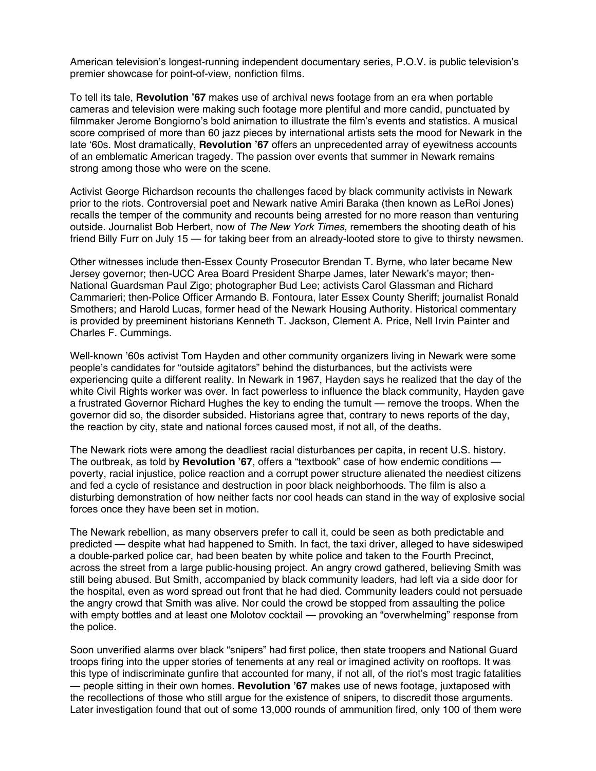American television's longest-running independent documentary series, P.O.V. is public television's premier showcase for point-of-view, nonfiction films.

To tell its tale, **Revolution '67** makes use of archival news footage from an era when portable cameras and television were making such footage more plentiful and more candid, punctuated by filmmaker Jerome Bongiorno's bold animation to illustrate the film's events and statistics. A musical score comprised of more than 60 jazz pieces by international artists sets the mood for Newark in the late '60s. Most dramatically, **Revolution '67** offers an unprecedented array of eyewitness accounts of an emblematic American tragedy. The passion over events that summer in Newark remains strong among those who were on the scene.

Activist George Richardson recounts the challenges faced by black community activists in Newark prior to the riots. Controversial poet and Newark native Amiri Baraka (then known as LeRoi Jones) recalls the temper of the community and recounts being arrested for no more reason than venturing outside. Journalist Bob Herbert, now of *The New York Times,* remembers the shooting death of his friend Billy Furr on July 15 — for taking beer from an already-looted store to give to thirsty newsmen.

Other witnesses include then-Essex County Prosecutor Brendan T. Byrne, who later became New Jersey governor; then-UCC Area Board President Sharpe James, later Newark's mayor; then-National Guardsman Paul Zigo; photographer Bud Lee; activists Carol Glassman and Richard Cammarieri; then-Police Officer Armando B. Fontoura, later Essex County Sheriff; journalist Ronald Smothers; and Harold Lucas, former head of the Newark Housing Authority. Historical commentary is provided by preeminent historians Kenneth T. Jackson, Clement A. Price, Nell Irvin Painter and Charles F. Cummings.

Well-known '60s activist Tom Hayden and other community organizers living in Newark were some people's candidates for "outside agitators" behind the disturbances, but the activists were experiencing quite a different reality. In Newark in 1967, Hayden says he realized that the day of the white Civil Rights worker was over. In fact powerless to influence the black community, Hayden gave a frustrated Governor Richard Hughes the key to ending the tumult — remove the troops. When the governor did so, the disorder subsided. Historians agree that, contrary to news reports of the day, the reaction by city, state and national forces caused most, if not all, of the deaths.

The Newark riots were among the deadliest racial disturbances per capita, in recent U.S. history. The outbreak, as told by **Revolution '67**, offers a "textbook" case of how endemic conditions — poverty, racial injustice, police reaction and a corrupt power structure alienated the neediest citizens and fed a cycle of resistance and destruction in poor black neighborhoods. The film is also a disturbing demonstration of how neither facts nor cool heads can stand in the way of explosive social forces once they have been set in motion.

The Newark rebellion, as many observers prefer to call it, could be seen as both predictable and predicted — despite what had happened to Smith. In fact, the taxi driver, alleged to have sideswiped a double-parked police car, had been beaten by white police and taken to the Fourth Precinct, across the street from a large public-housing project. An angry crowd gathered, believing Smith was still being abused. But Smith, accompanied by black community leaders, had left via a side door for the hospital, even as word spread out front that he had died. Community leaders could not persuade the angry crowd that Smith was alive. Nor could the crowd be stopped from assaulting the police with empty bottles and at least one Molotov cocktail — provoking an "overwhelming" response from the police.

Soon unverified alarms over black "snipers" had first police, then state troopers and National Guard troops firing into the upper stories of tenements at any real or imagined activity on rooftops. It was this type of indiscriminate gunfire that accounted for many, if not all, of the riot's most tragic fatalities — people sitting in their own homes. **Revolution '67** makes use of news footage, juxtaposed with the recollections of those who still argue for the existence of snipers, to discredit those arguments. Later investigation found that out of some 13,000 rounds of ammunition fired, only 100 of them were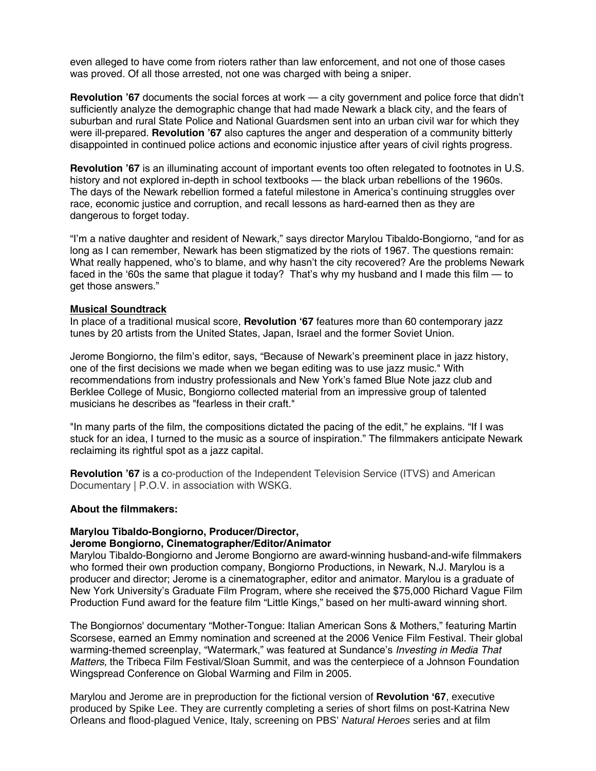even alleged to have come from rioters rather than law enforcement, and not one of those cases was proved. Of all those arrested, not one was charged with being a sniper.

**Revolution '67** documents the social forces at work — a city government and police force that didn't sufficiently analyze the demographic change that had made Newark a black city, and the fears of suburban and rural State Police and National Guardsmen sent into an urban civil war for which they were ill-prepared. **Revolution '67** also captures the anger and desperation of a community bitterly disappointed in continued police actions and economic injustice after years of civil rights progress.

**Revolution '67** is an illuminating account of important events too often relegated to footnotes in U.S. history and not explored in-depth in school textbooks — the black urban rebellions of the 1960s. The days of the Newark rebellion formed a fateful milestone in America's continuing struggles over race, economic justice and corruption, and recall lessons as hard-earned then as they are dangerous to forget today.

"I'm a native daughter and resident of Newark," says director Marylou Tibaldo-Bongiorno, "and for as long as I can remember, Newark has been stigmatized by the riots of 1967. The questions remain: What really happened, who's to blame, and why hasn't the city recovered? Are the problems Newark faced in the '60s the same that plague it today? That's why my husband and I made this film — to get those answers."

**Musical Soundtrack**

In place of a traditional musical score, **Revolution '67** features more than 60 contemporary jazz tunes by 20 artists from the United States, Japan, Israel and the former Soviet Union.

Jerome Bongiorno, the film's editor, says, "Because of Newark's preeminent place in jazz history, one of the first decisions we made when we began editing was to use jazz music." With recommendations from industry professionals and New York's famed Blue Note jazz club and Berklee College of Music, Bongiorno collected material from an impressive group of talented musicians he describes as "fearless in their craft."

"In many parts of the film, the compositions dictated the pacing of the edit," he explains. "If I was stuck for an idea, I turned to the music as a source of inspiration." The filmmakers anticipate Newark reclaiming its rightful spot as a jazz capital.

**Revolution '67** is a co-production of the Independent Television Service (ITVS) and American Documentary | P.O.V. in association with WSKG.

**About the filmmakers:**

**Marylou Tibaldo-Bongiorno, Producer/Director,**
**Jerome Bongiorno, Cinematographer/Editor/Animator**

Marylou Tibaldo-Bongiorno and Jerome Bongiorno are award-winning husband-and-wife filmmakers who formed their own production company, Bongiorno Productions, in Newark, N.J. Marylou is a producer and director; Jerome is a cinematographer, editor and animator. Marylou is a graduate of New York University's Graduate Film Program, where she received the $75,000 Richard Vague Film Production Fund award for the feature film "Little Kings," based on her multi-award winning short.

The Bongiornos' documentary "Mother-Tongue: Italian American Sons & Mothers," featuring Martin Scorsese, earned an Emmy nomination and screened at the 2006 Venice Film Festival. Their global warming-themed screenplay, "Watermark," was featured at Sundance's *Investing in Media That Matters,* the Tribeca Film Festival/Sloan Summit, and was the centerpiece of a Johnson Foundation Wingspread Conference on Global Warming and Film in 2005.

Marylou and Jerome are in preproduction for the fictional version of **Revolution '67**, executive produced by Spike Lee. They are currently completing a series of short films on post-Katrina New Orleans and flood-plagued Venice, Italy, screening on PBS' *Natural Heroes* series and at film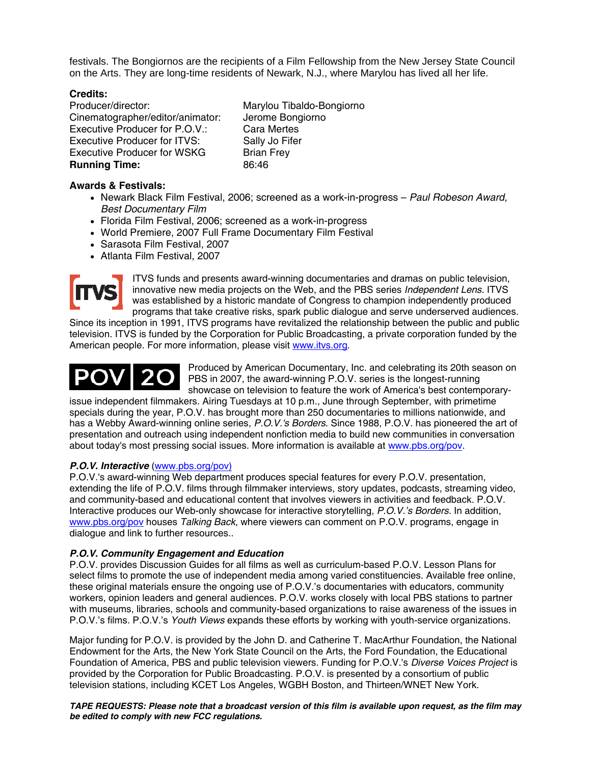festivals. The Bongiornos are the recipients of a Film Fellowship from the New Jersey State Council on the Arts. They are long-time residents of Newark, N.J., where Marylou has lived all her life.

**Credits:**

| | |
|---|---|
| Producer/director: | Marylou Tibaldo-Bongiorno |
| Cinematographer/editor/animator: | Jerome Bongiorno |
| Executive Producer for P.O.V.: | Cara Mertes |
| Executive Producer for ITVS: | Sally Jo Fifer |
| Executive Producer for WSKG | Brian Frey |
| **Running Time:** | 86:46 |

**Awards & Festivals:**

- Newark Black Film Festival, 2006; screened as a work-in-progress – *Paul Robeson Award, Best Documentary Film*
- Florida Film Festival, 2006; screened as a work-in-progress
- World Premiere, 2007 Full Frame Documentary Film Festival
- Sarasota Film Festival, 2007
- Atlanta Film Festival, 2007

ITVS funds and presents award-winning documentaries and dramas on public television, innovative new media projects on the Web, and the PBS series *Independent Lens*. ITVS was established by a historic mandate of Congress to champion independently produced programs that take creative risks, spark public dialogue and serve underserved audiences. Since its inception in 1991, ITVS programs have revitalized the relationship between the public and public television. ITVS is funded by the Corporation for Public Broadcasting, a private corporation funded by the American people. For more information, please visit www.itvs.org.

Produced by American Documentary, Inc. and celebrating its 20th season on PBS in 2007, the award-winning P.O.V. series is the longest-running showcase on television to feature the work of America's best contemporary-issue independent filmmakers. Airing Tuesdays at 10 p.m., June through September, with primetime specials during the year, P.O.V. has brought more than 250 documentaries to millions nationwide, and has a Webby Award-winning online series, *P.O.V.'s Borders*. Since 1988, P.O.V. has pioneered the art of presentation and outreach using independent nonfiction media to build new communities in conversation about today's most pressing social issues. More information is available at www.pbs.org/pov.

***P.O.V. Interactive*** (www.pbs.org/pov)
P.O.V.'s award-winning Web department produces special features for every P.O.V. presentation, extending the life of P.O.V. films through filmmaker interviews, story updates, podcasts, streaming video, and community-based and educational content that involves viewers in activities and feedback. P.O.V. Interactive produces our Web-only showcase for interactive storytelling, *P.O.V.'s Borders*. In addition, www.pbs.org/pov houses *Talking Back,* where viewers can comment on P.O.V. programs, engage in dialogue and link to further resources..

***P.O.V. Community Engagement and Education***
P.O.V. provides Discussion Guides for all films as well as curriculum-based P.O.V. Lesson Plans for select films to promote the use of independent media among varied constituencies. Available free online, these original materials ensure the ongoing use of P.O.V.'s documentaries with educators, community workers, opinion leaders and general audiences. P.O.V. works closely with local PBS stations to partner with museums, libraries, schools and community-based organizations to raise awareness of the issues in P.O.V.'s films. P.O.V.'s *Youth Views* expands these efforts by working with youth-service organizations.

Major funding for P.O.V. is provided by the John D. and Catherine T. MacArthur Foundation, the National Endowment for the Arts, the New York State Council on the Arts, the Ford Foundation, the Educational Foundation of America, PBS and public television viewers. Funding for P.O.V.'s *Diverse Voices Project* is provided by the Corporation for Public Broadcasting. P.O.V. is presented by a consortium of public television stations, including KCET Los Angeles, WGBH Boston, and Thirteen/WNET New York.

***TAPE REQUESTS: Please note that a broadcast version of this film is available upon request, as the film may be edited to comply with new FCC regulations.***